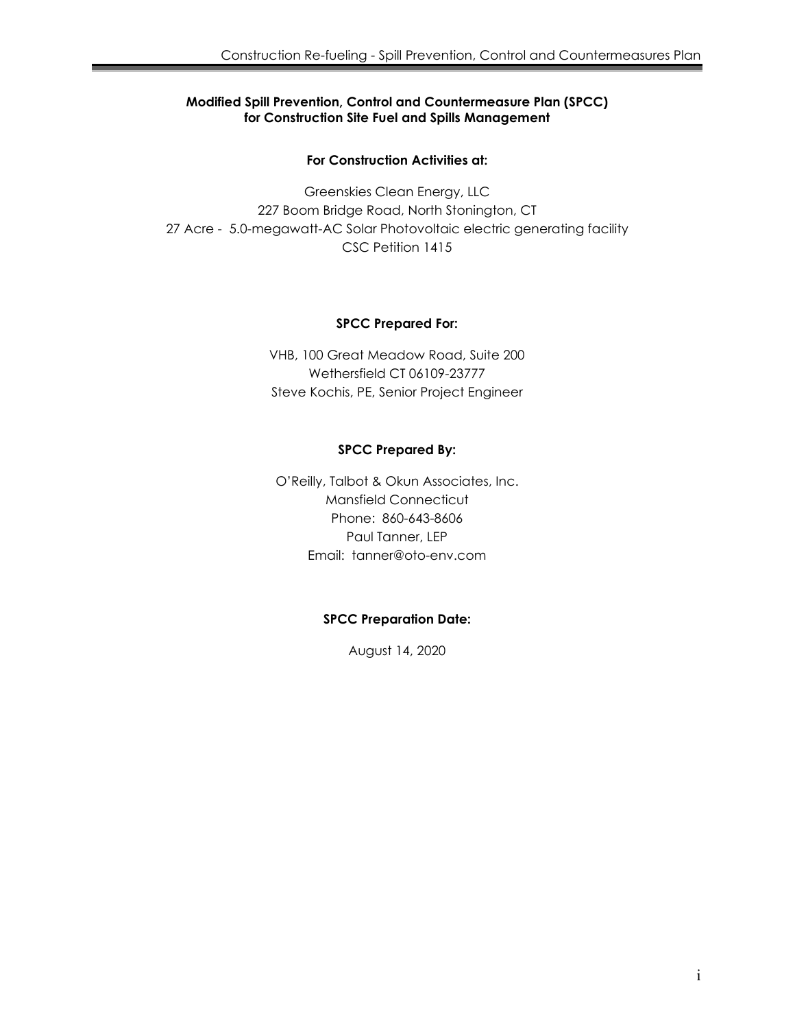**Modified Spill Prevention, Control and Countermeasure Plan (SPCC) for Construction Site Fuel and Spills Management**

**For Construction Activities at:**

Greenskies Clean Energy, LLC
227 Boom Bridge Road, North Stonington, CT
27 Acre - 5.0-megawatt-AC Solar Photovoltaic electric generating facility
CSC Petition 1415

**SPCC Prepared For:**

VHB, 100 Great Meadow Road, Suite 200
Wethersfield CT 06109-23777
Steve Kochis, PE, Senior Project Engineer

**SPCC Prepared By:**

O'Reilly, Talbot & Okun Associates, Inc.
Mansfield Connecticut
Phone: 860-643-8606
Paul Tanner, LEP
Email: tanner@oto-env.com

**SPCC Preparation Date:**

August 14, 2020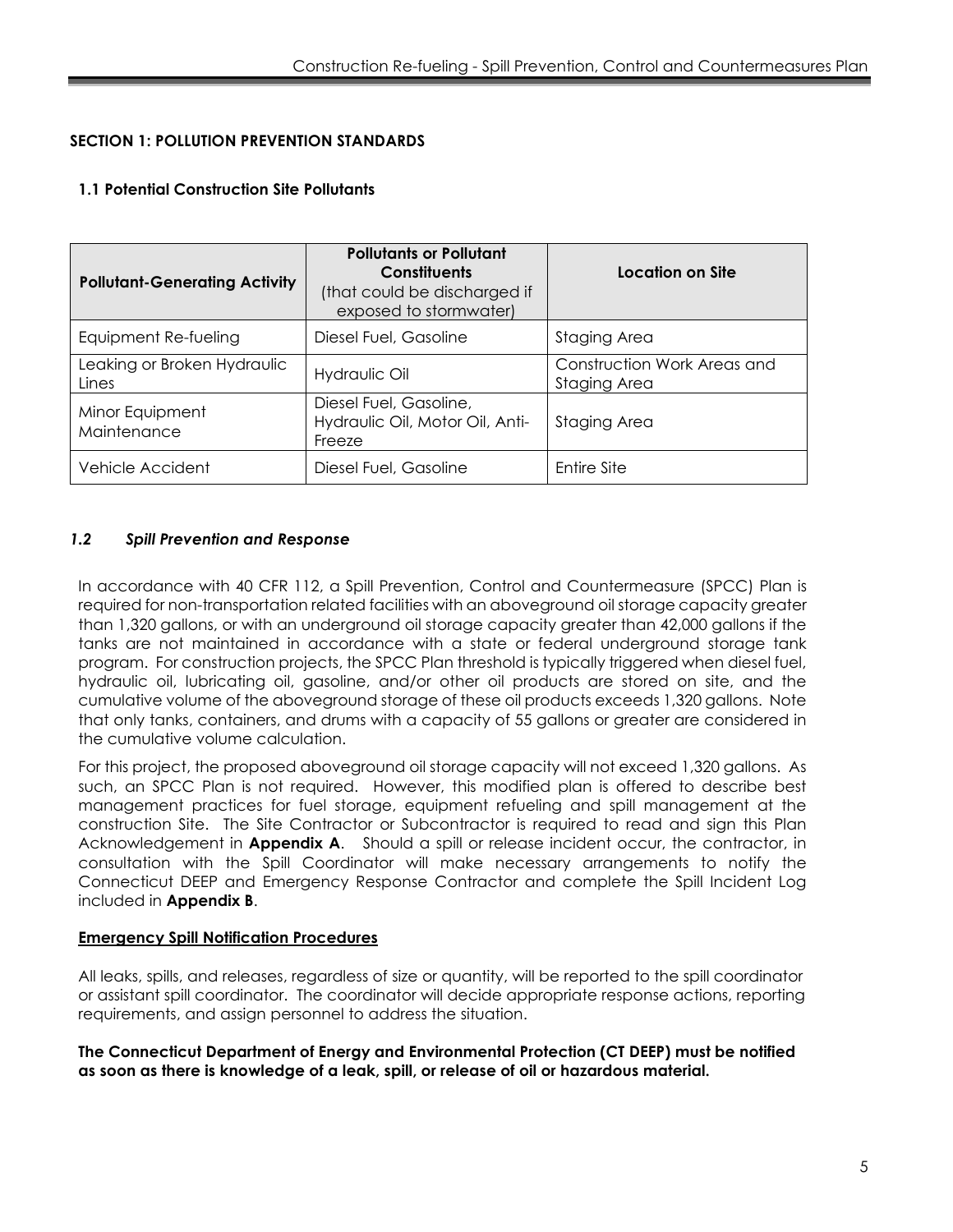## SECTION 1: POLLUTION PREVENTION STANDARDS

### 1.1 Potential Construction Site Pollutants

| Pollutant-Generating Activity | Pollutants or Pollutant Constituents (that could be discharged if exposed to stormwater) | Location on Site |
|---|---|---|
| Equipment Re-fueling | Diesel Fuel, Gasoline | Staging Area |
| Leaking or Broken Hydraulic Lines | Hydraulic Oil | Construction Work Areas and Staging Area |
| Minor Equipment Maintenance | Diesel Fuel, Gasoline, Hydraulic Oil, Motor Oil, Anti-Freeze | Staging Area |
| Vehicle Accident | Diesel Fuel, Gasoline | Entire Site |

### *1.2 Spill Prevention and Response*

In accordance with 40 CFR 112, a Spill Prevention, Control and Countermeasure (SPCC) Plan is required for non-transportation related facilities with an aboveground oil storage capacity greater than 1,320 gallons, or with an underground oil storage capacity greater than 42,000 gallons if the tanks are not maintained in accordance with a state or federal underground storage tank program. For construction projects, the SPCC Plan threshold is typically triggered when diesel fuel, hydraulic oil, lubricating oil, gasoline, and/or other oil products are stored on site, and the cumulative volume of the aboveground storage of these oil products exceeds 1,320 gallons. Note that only tanks, containers, and drums with a capacity of 55 gallons or greater are considered in the cumulative volume calculation.

For this project, the proposed aboveground oil storage capacity will not exceed 1,320 gallons. As such, an SPCC Plan is not required. However, this modified plan is offered to describe best management practices for fuel storage, equipment refueling and spill management at the construction Site. The Site Contractor or Subcontractor is required to read and sign this Plan Acknowledgement in **Appendix A**. Should a spill or release incident occur, the contractor, in consultation with the Spill Coordinator will make necessary arrangements to notify the Connecticut DEEP and Emergency Response Contractor and complete the Spill Incident Log included in **Appendix B**.

**Emergency Spill Notification Procedures**

All leaks, spills, and releases, regardless of size or quantity, will be reported to the spill coordinator or assistant spill coordinator. The coordinator will decide appropriate response actions, reporting requirements, and assign personnel to address the situation.

**The Connecticut Department of Energy and Environmental Protection (CT DEEP) must be notified as soon as there is knowledge of a leak, spill, or release of oil or hazardous material.**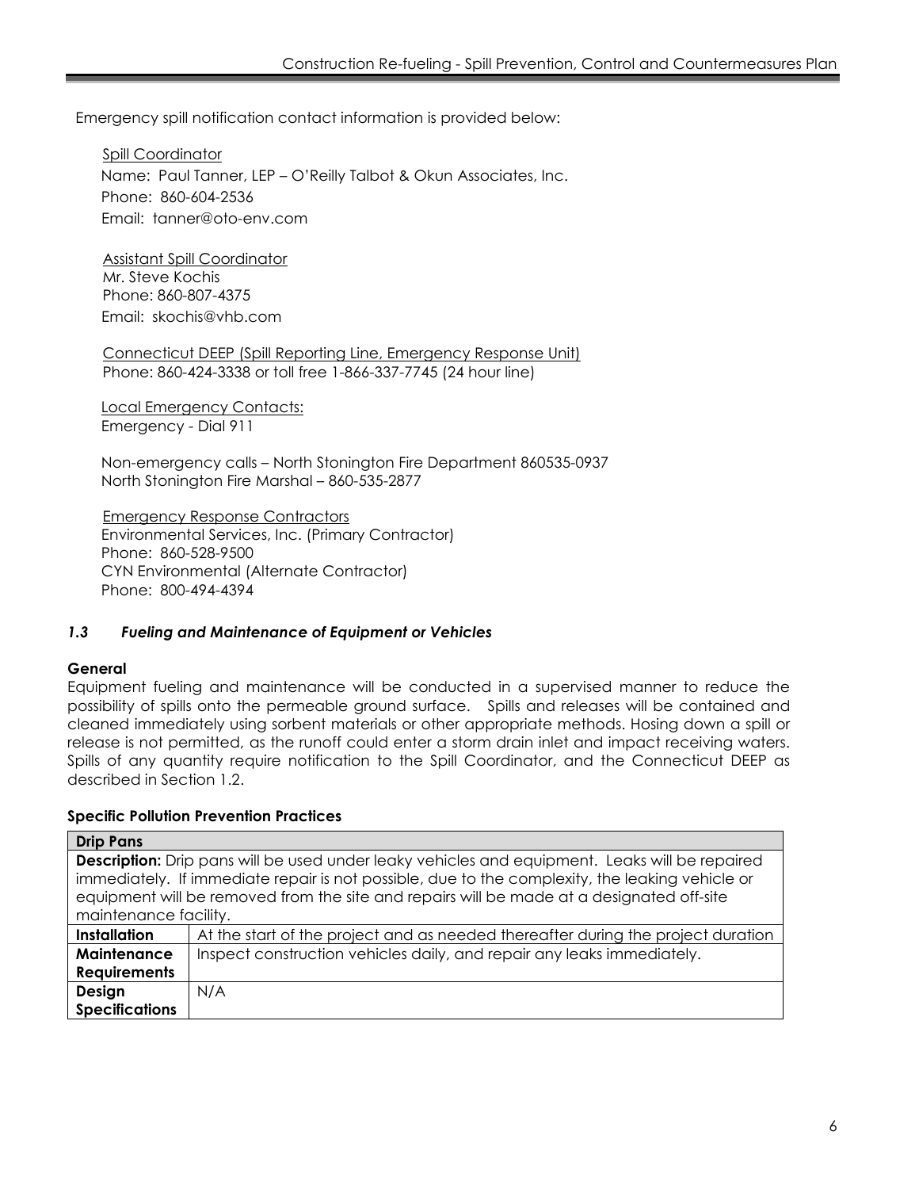Emergency spill notification contact information is provided below:

Spill Coordinator
Name: Paul Tanner, LEP – O'Reilly Talbot & Okun Associates, Inc.
Phone: 860-604-2536
Email: tanner@oto-env.com

Assistant Spill Coordinator
Mr. Steve Kochis
Phone: 860-807-4375
Email: skochis@vhb.com

Connecticut DEEP (Spill Reporting Line, Emergency Response Unit)
Phone: 860-424-3338 or toll free 1-866-337-7745 (24 hour line)

Local Emergency Contacts:
Emergency - Dial 911

Non-emergency calls – North Stonington Fire Department 860535-0937
North Stonington Fire Marshal – 860-535-2877

Emergency Response Contractors
Environmental Services, Inc. (Primary Contractor)
Phone: 860-528-9500
CYN Environmental (Alternate Contractor)
Phone: 800-494-4394

### *1.3 Fueling and Maintenance of Equipment or Vehicles*

**General**

Equipment fueling and maintenance will be conducted in a supervised manner to reduce the possibility of spills onto the permeable ground surface. Spills and releases will be contained and cleaned immediately using sorbent materials or other appropriate methods. Hosing down a spill or release is not permitted, as the runoff could enter a storm drain inlet and impact receiving waters. Spills of any quantity require notification to the Spill Coordinator, and the Connecticut DEEP as described in Section 1.2.

**Specific Pollution Prevention Practices**

| **Drip Pans** | |
|---|---|
| **Description:** Drip pans will be used under leaky vehicles and equipment. Leaks will be repaired immediately. If immediate repair is not possible, due to the complexity, the leaking vehicle or equipment will be removed from the site and repairs will be made at a designated off-site maintenance facility. | |
| **Installation** | At the start of the project and as needed thereafter during the project duration |
| **Maintenance Requirements** | Inspect construction vehicles daily, and repair any leaks immediately. |
| **Design Specifications** | N/A |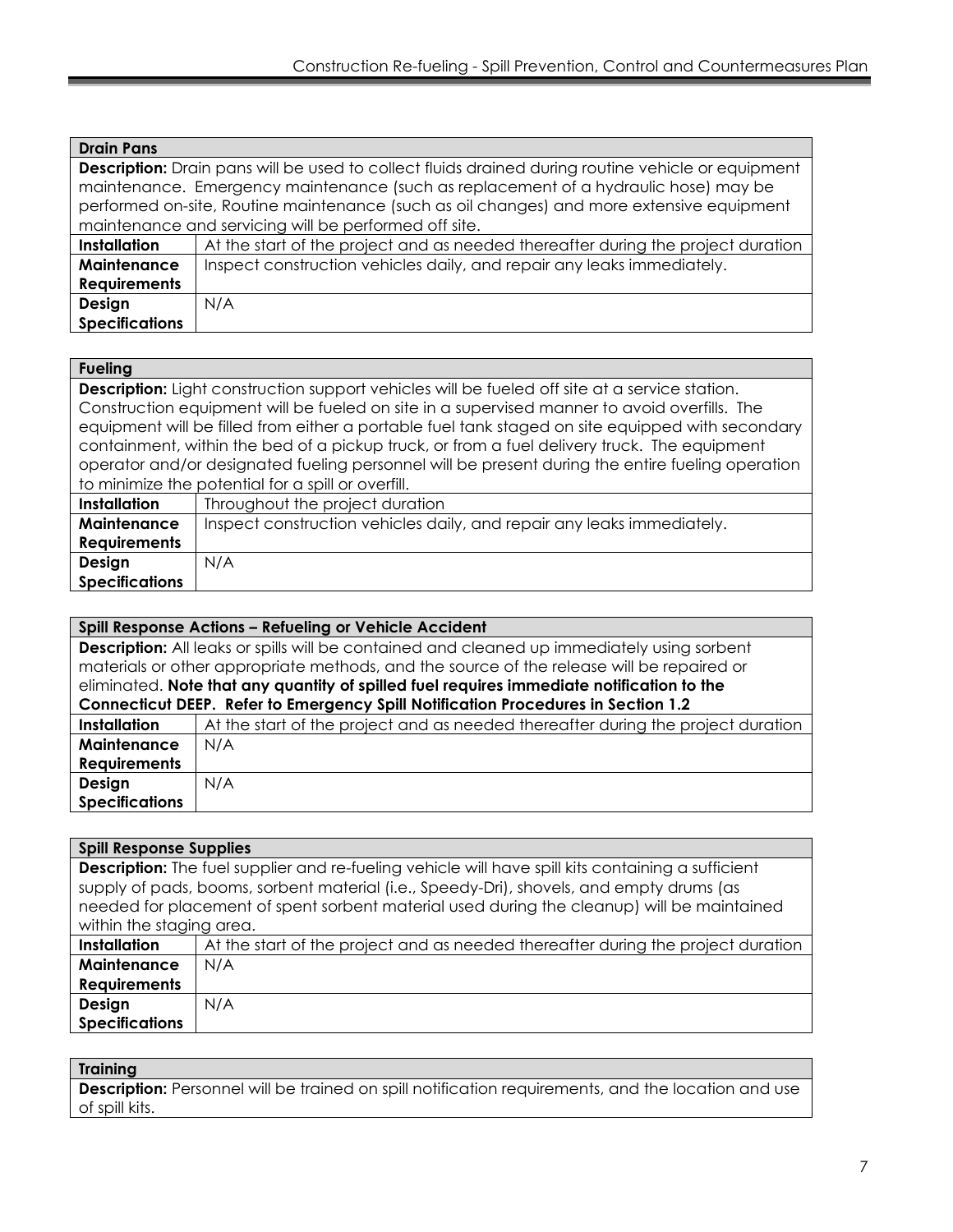| **Drain Pans** | |
|---|---|
| **Description:** Drain pans will be used to collect fluids drained during routine vehicle or equipment maintenance. Emergency maintenance (such as replacement of a hydraulic hose) may be performed on-site, Routine maintenance (such as oil changes) and more extensive equipment maintenance and servicing will be performed off site. | |
| **Installation** | At the start of the project and as needed thereafter during the project duration |
| **Maintenance Requirements** | Inspect construction vehicles daily, and repair any leaks immediately. |
| **Design Specifications** | N/A |

| **Fueling** | |
|---|---|
| **Description:** Light construction support vehicles will be fueled off site at a service station. Construction equipment will be fueled on site in a supervised manner to avoid overfills. The equipment will be filled from either a portable fuel tank staged on site equipped with secondary containment, within the bed of a pickup truck, or from a fuel delivery truck. The equipment operator and/or designated fueling personnel will be present during the entire fueling operation to minimize the potential for a spill or overfill. | |
| **Installation** | Throughout the project duration |
| **Maintenance Requirements** | Inspect construction vehicles daily, and repair any leaks immediately. |
| **Design Specifications** | N/A |

| **Spill Response Actions – Refueling or Vehicle Accident** | |
|---|---|
| **Description:** All leaks or spills will be contained and cleaned up immediately using sorbent materials or other appropriate methods, and the source of the release will be repaired or eliminated. **Note that any quantity of spilled fuel requires immediate notification to the Connecticut DEEP. Refer to Emergency Spill Notification Procedures in Section 1.2** | |
| **Installation** | At the start of the project and as needed thereafter during the project duration |
| **Maintenance Requirements** | N/A |
| **Design Specifications** | N/A |

| **Spill Response Supplies** | |
|---|---|
| **Description:** The fuel supplier and re-fueling vehicle will have spill kits containing a sufficient supply of pads, booms, sorbent material (i.e., Speedy-Dri), shovels, and empty drums (as needed for placement of spent sorbent material used during the cleanup) will be maintained within the staging area. | |
| **Installation** | At the start of the project and as needed thereafter during the project duration |
| **Maintenance Requirements** | N/A |
| **Design Specifications** | N/A |

| **Training** |
|---|
| **Description:** Personnel will be trained on spill notification requirements, and the location and use of spill kits. |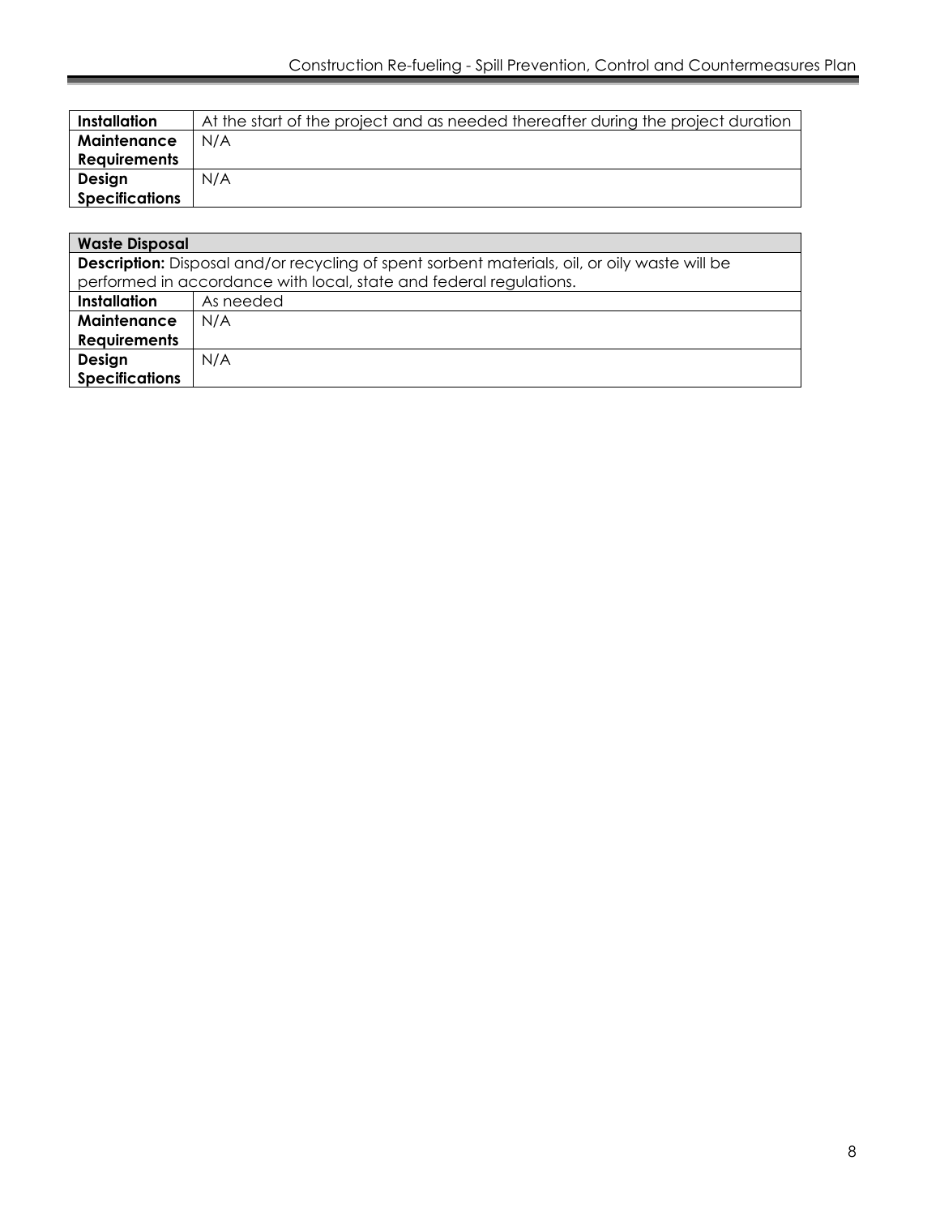| Installation | At the start of the project and as needed thereafter during the project duration |
|---|---|
| Maintenance Requirements | N/A |
| Design Specifications | N/A |

| Waste Disposal | |
|---|---|
| **Description:** Disposal and/or recycling of spent sorbent materials, oil, or oily waste will be performed in accordance with local, state and federal regulations. | |
| **Installation** | As needed |
| **Maintenance Requirements** | N/A |
| **Design Specifications** | N/A |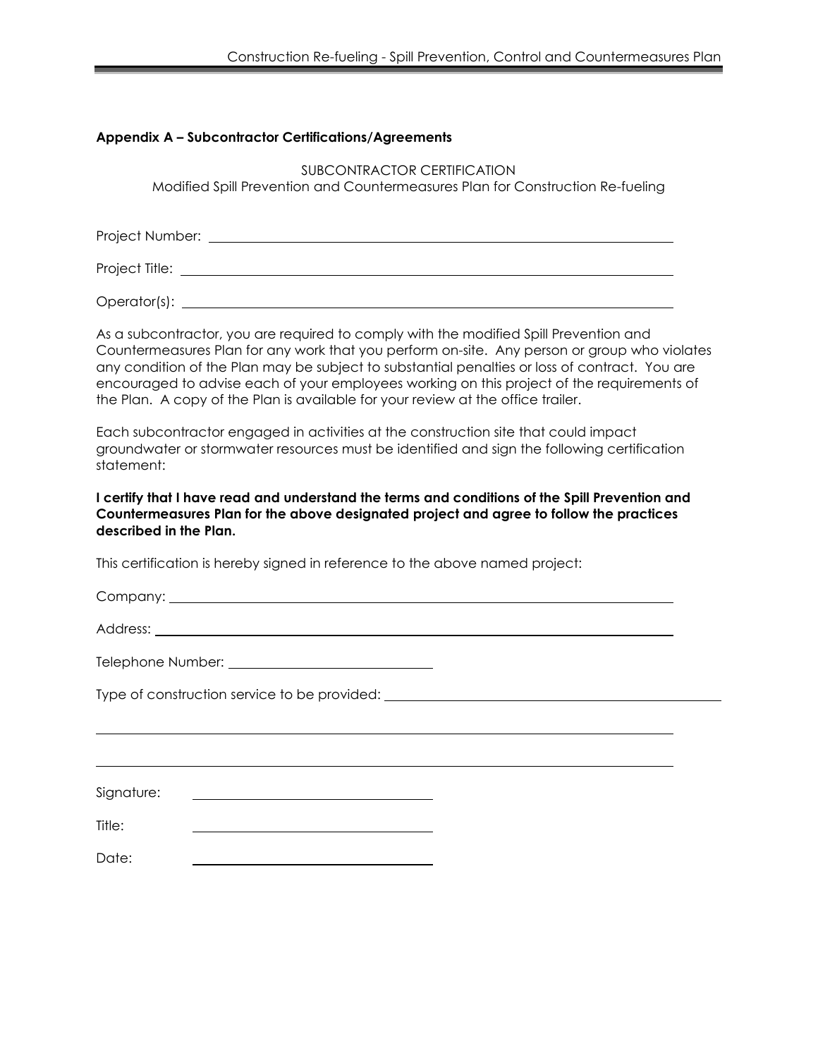**Appendix A – Subcontractor Certifications/Agreements**

SUBCONTRACTOR CERTIFICATION

Modified Spill Prevention and Countermeasures Plan for Construction Re-fueling

Project Number: ______________________________________________

Project Title: ______________________________________________

Operator(s): ______________________________________________

As a subcontractor, you are required to comply with the modified Spill Prevention and Countermeasures Plan for any work that you perform on-site. Any person or group who violates any condition of the Plan may be subject to substantial penalties or loss of contract. You are encouraged to advise each of your employees working on this project of the requirements of the Plan. A copy of the Plan is available for your review at the office trailer.

Each subcontractor engaged in activities at the construction site that could impact groundwater or stormwater resources must be identified and sign the following certification statement:

**I certify that I have read and understand the terms and conditions of the Spill Prevention and Countermeasures Plan for the above designated project and agree to follow the practices described in the Plan.**

This certification is hereby signed in reference to the above named project:

Company: ______________________________________________

Address: ______________________________________________

Telephone Number: ____________________

Type of construction service to be provided: ______________________________

______________________________________________

______________________________________________

Signature: ____________________

Title: ____________________

Date: ____________________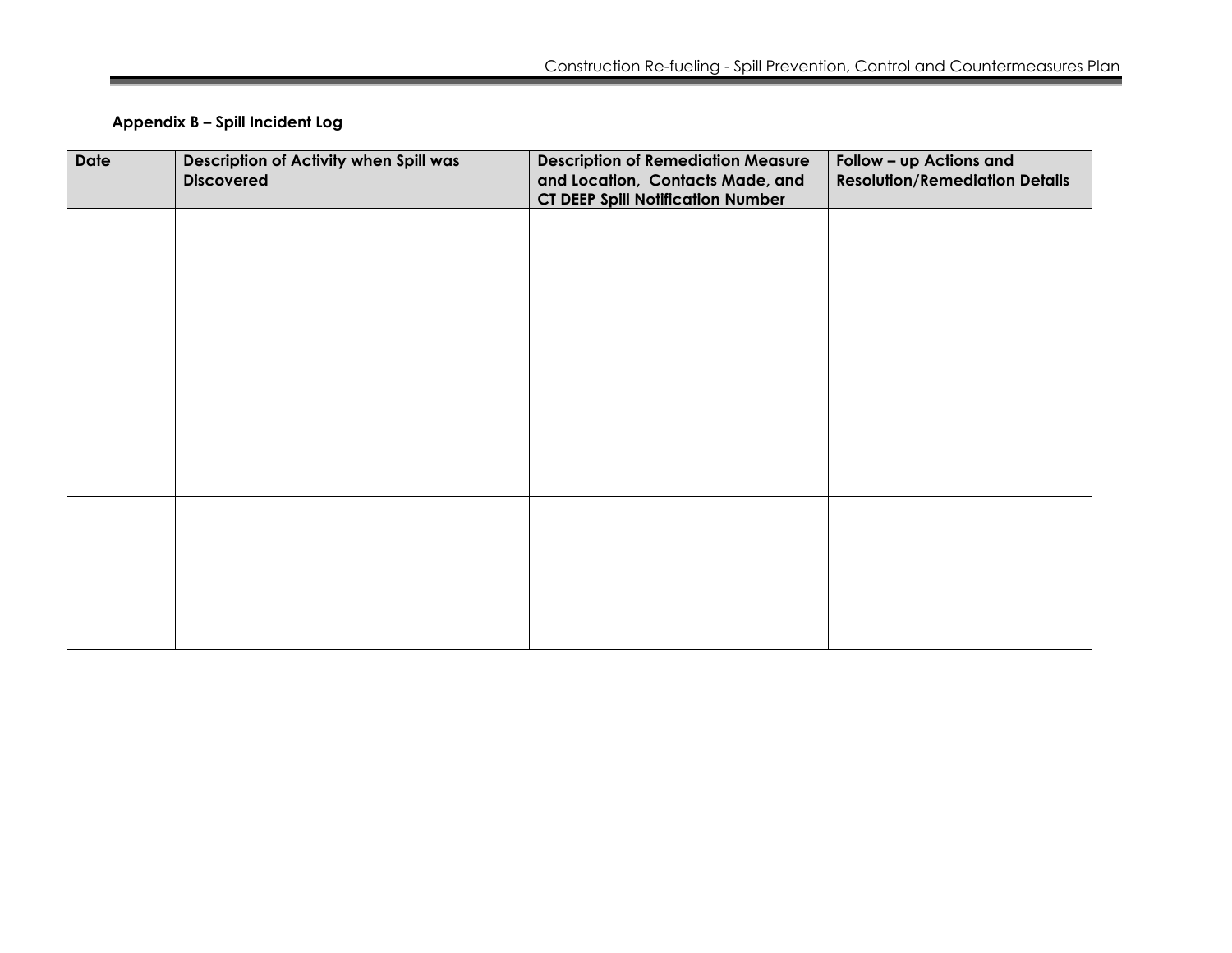**Appendix B – Spill Incident Log**

| Date | Description of Activity when Spill was Discovered | Description of Remediation Measure and Location, Contacts Made, and CT DEEP Spill Notification Number | Follow – up Actions and Resolution/Remediation Details |
|---|---|---|---|
| | | | |
| | | | |
| | | | |